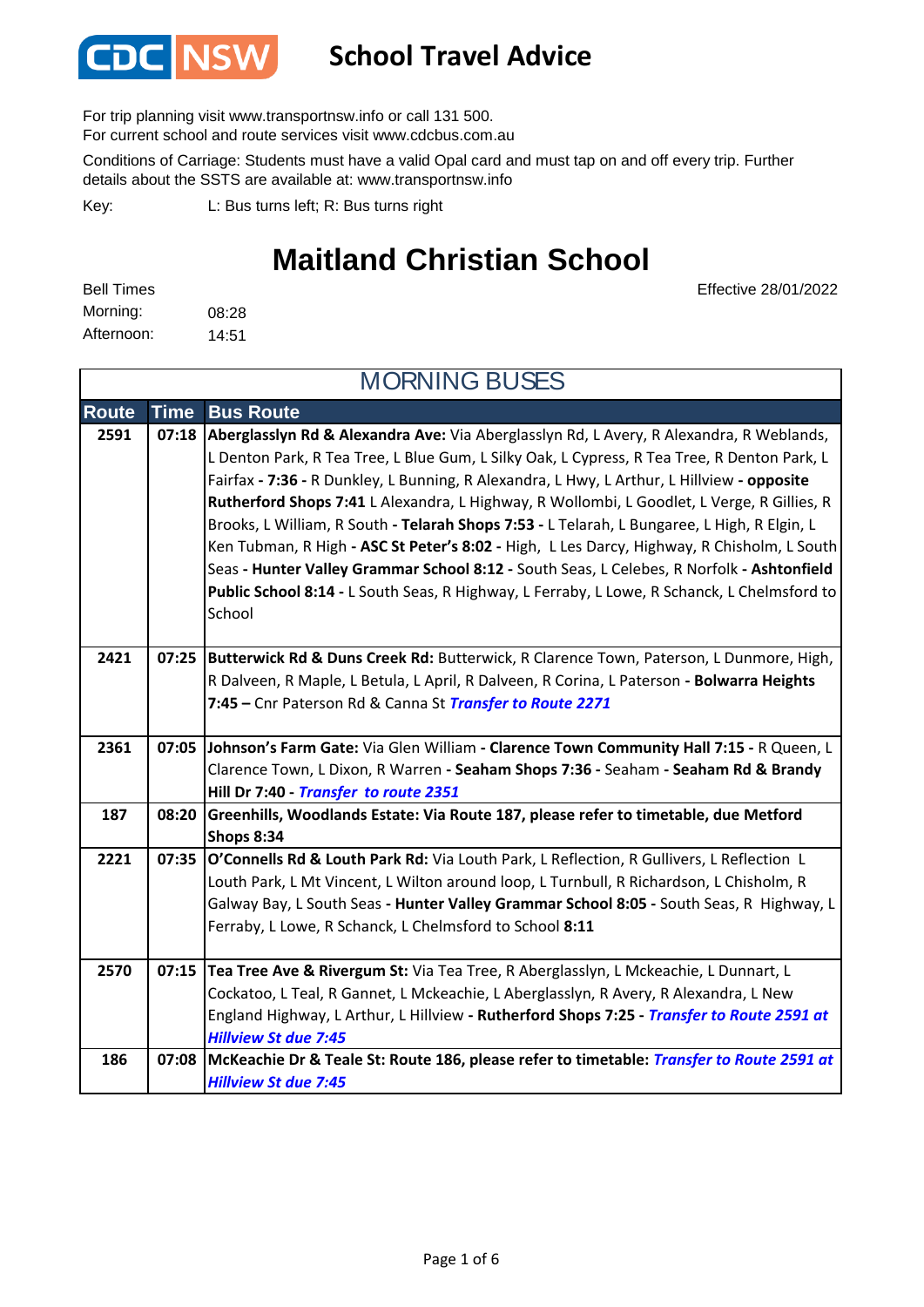# CDC NSW School Travel Advice

For trip planning visit www.transportnsw.info or call 131 500.
For current school and route services visit www.cdcbus.com.au

Conditions of Carriage: Students must have a valid Opal card and must tap on and off every trip. Further details about the SSTS are available at: www.transportnsw.info

Key: L: Bus turns left; R: Bus turns right

## Maitland Christian School

Bell Times

Morning: 08:28
Afternoon: 14:51

Effective 28/01/2022

### MORNING BUSES

| Route | Time | Bus Route |
|---|---|---|
| 2591 | 07:18 | **Aberglasslyn Rd & Alexandra Ave:** Via Aberglasslyn Rd, L Avery, R Alexandra, R Weblands, L Denton Park, R Tea Tree, L Blue Gum, L Silky Oak, L Cypress, R Tea Tree, R Denton Park, L Fairfax **- 7:36 -** R Dunkley, L Bunning, R Alexandra, L Hwy, L Arthur, L Hillview **- opposite Rutherford Shops 7:41** L Alexandra, L Highway, R Wollombi, L Goodlet, L Verge, R Gillies, R Brooks, L William, R South **- Telarah Shops 7:53 -** L Telarah, L Bungaree, L High, R Elgin, L Ken Tubman, R High **- ASC St Peter's 8:02 -** High, L Les Darcy, Highway, R Chisholm, L South Seas **- Hunter Valley Grammar School 8:12 -** South Seas, L Celebes, R Norfolk **- Ashtonfield Public School 8:14 -** L South Seas, R Highway, L Ferraby, L Lowe, R Schanck, L Chelmsford to School |
| 2421 | 07:25 | **Butterwick Rd & Duns Creek Rd:** Butterwick, R Clarence Town, Paterson, L Dunmore, High, R Dalveen, R Maple, L Betula, L April, R Dalveen, R Corina, L Paterson **- Bolwarra Heights 7:45 –** Cnr Paterson Rd & Canna St ***Transfer to Route 2271*** |
| 2361 | 07:05 | **Johnson's Farm Gate:** Via Glen William **- Clarence Town Community Hall 7:15 -** R Queen, L Clarence Town, L Dixon, R Warren **- Seaham Shops 7:36 -** Seaham **- Seaham Rd & Brandy Hill Dr 7:40 -** ***Transfer to route 2351*** |
| 187 | 08:20 | **Greenhills, Woodlands Estate: Via Route 187, please refer to timetable, due Metford Shops 8:34** |
| 2221 | 07:35 | **O'Connells Rd & Louth Park Rd:** Via Louth Park, L Reflection, R Gullivers, L Reflection L Louth Park, L Mt Vincent, L Wilton around loop, L Turnbull, R Richardson, L Chisholm, R Galway Bay, L South Seas **- Hunter Valley Grammar School 8:05 -** South Seas, R Highway, L Ferraby, L Lowe, R Schanck, L Chelmsford to School **8:11** |
| 2570 | 07:15 | **Tea Tree Ave & Rivergum St:** Via Tea Tree, R Aberglasslyn, L Mckeachie, L Dunnart, L Cockatoo, L Teal, R Gannet, L Mckeachie, L Aberglasslyn, R Avery, R Alexandra, L New England Highway, L Arthur, L Hillview **- Rutherford Shops 7:25 -** ***Transfer to Route 2591 at Hillview St due 7:45*** |
| 186 | 07:08 | **McKeachie Dr & Teale St: Route 186, please refer to timetable:** ***Transfer to Route 2591 at Hillview St due 7:45*** |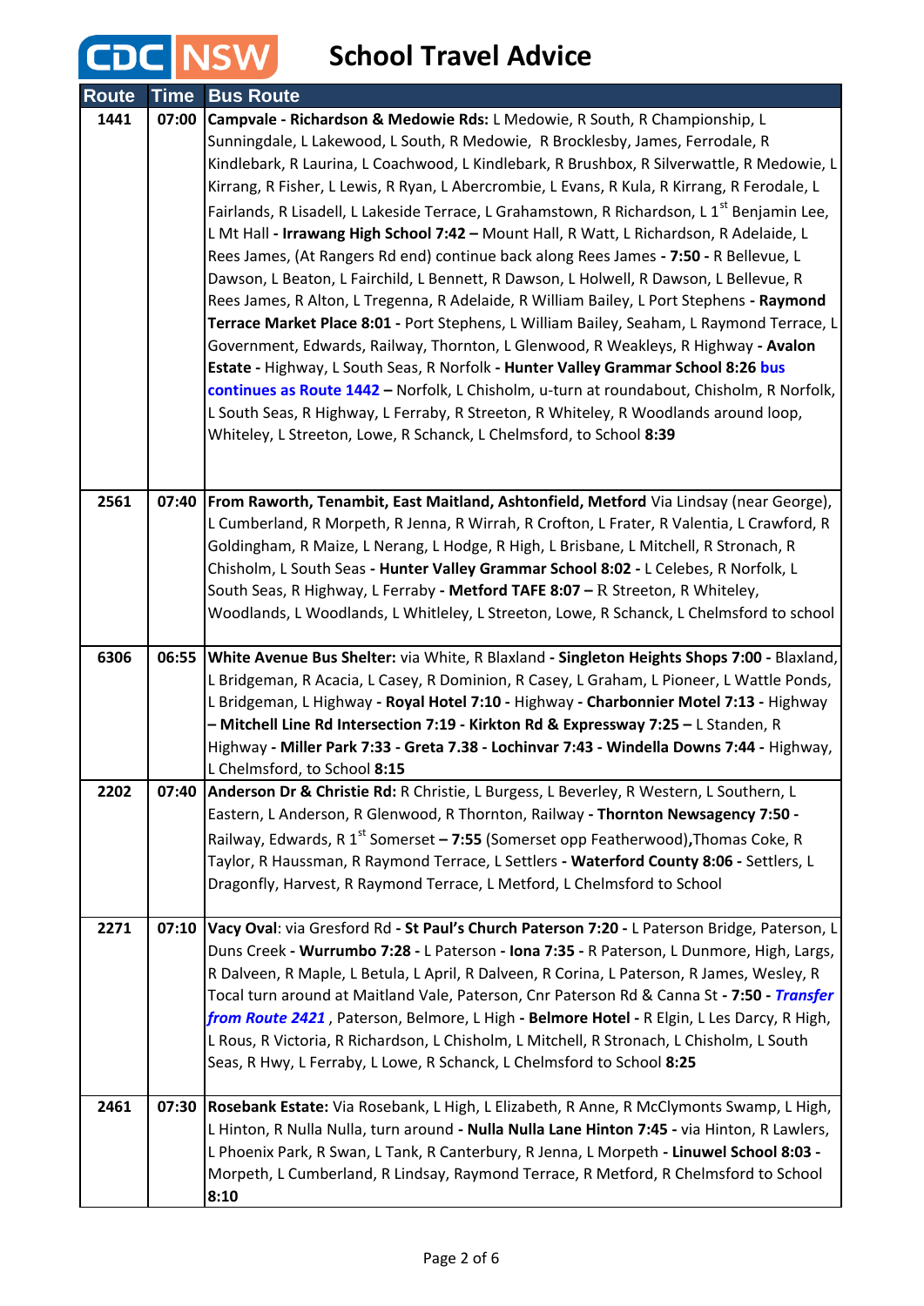# School Travel Advice

| Route | Time | Bus Route |
|---|---|---|
| 1441 | 07:00 | **Campvale - Richardson & Medowie Rds:** L Medowie, R South, R Championship, L Sunningdale, L Lakewood, L South, R Medowie, R Brocklesby, James, Ferrodale, R Kindlebark, R Laurina, L Coachwood, L Kindlebark, R Brushbox, R Silverwattle, R Medowie, L Kirrang, R Fisher, L Lewis, R Ryan, L Abercrombie, L Evans, R Kula, R Kirrang, R Ferodale, L Fairlands, R Lisadell, L Lakeside Terrace, L Grahamstown, R Richardson, L 1st Benjamin Lee, L Mt Hall - **Irrawang High School 7:42 –** Mount Hall, R Watt, L Richardson, R Adelaide, L Rees James, (At Rangers Rd end) continue back along Rees James - **7:50 -** R Bellevue, L Dawson, L Beaton, L Fairchild, L Bennett, R Dawson, L Holwell, R Dawson, L Bellevue, R Rees James, R Alton, L Tregenna, R Adelaide, R William Bailey, L Port Stephens - **Raymond Terrace Market Place 8:01 -** Port Stephens, L William Bailey, Seaham, L Raymond Terrace, L Government, Edwards, Railway, Thornton, L Glenwood, R Weakleys, R Highway - **Avalon Estate -** Highway, L South Seas, R Norfolk - **Hunter Valley Grammar School 8:26** **bus continues as Route 1442 –** Norfolk, L Chisholm, u-turn at roundabout, Chisholm, R Norfolk, L South Seas, R Highway, L Ferraby, R Streeton, R Whiteley, R Woodlands around loop, Whiteley, L Streeton, Lowe, R Schanck, L Chelmsford, to School **8:39** |
| 2561 | 07:40 | **From Raworth, Tenambit, East Maitland, Ashtonfield, Metford** Via Lindsay (near George), L Cumberland, R Morpeth, R Jenna, R Wirrah, R Crofton, L Frater, R Valentia, L Crawford, R Goldingham, R Maize, L Nerang, L Hodge, R High, L Brisbane, L Mitchell, R Stronach, R Chisholm, L South Seas - **Hunter Valley Grammar School 8:02 -** L Celebes, R Norfolk, L South Seas, R Highway, L Ferraby - **Metford TAFE 8:07 –** R Streeton, R Whiteley, Woodlands, L Woodlands, L Whitley, L Streeton, Lowe, R Schanck, L Chelmsford to school |
| 6306 | 06:55 | **White Avenue Bus Shelter:** via White, R Blaxland - **Singleton Heights Shops 7:00 -** Blaxland, L Bridgeman, R Acacia, L Casey, R Dominion, R Casey, L Graham, L Pioneer, L Wattle Ponds, L Bridgeman, L Highway - **Royal Hotel 7:10 -** Highway - **Charbonnier Motel 7:13 -** Highway **– Mitchell Line Rd Intersection 7:19 - Kirkton Rd & Expressway 7:25 –** L Standen, R Highway - **Miller Park 7:33 - Greta 7.38 - Lochinvar 7:43 - Windella Downs 7:44 -** Highway, L Chelmsford, to School **8:15** |
| 2202 | 07:40 | **Anderson Dr & Christie Rd:** R Christie, L Burgess, L Beverley, R Western, L Southern, L Eastern, L Anderson, R Glenwood, R Thornton, Railway - **Thornton Newsagency 7:50 -** Railway, Edwards, R 1st Somerset **– 7:55** (Somerset opp Featherwood)**,**Thomas Coke, R Taylor, R Haussman, R Raymond Terrace, L Settlers - **Waterford County 8:06 -** Settlers, L Dragonfly, Harvest, R Raymond Terrace, L Metford, L Chelmsford to School |
| 2271 | 07:10 | **Vacy Oval**: via Gresford Rd - **St Paul's Church Paterson 7:20 -** L Paterson Bridge, Paterson, L Duns Creek - **Wurrumbo 7:28 -** L Paterson - **Iona 7:35 -** R Paterson, L Dunmore, High, Largs, R Dalveen, R Maple, L Betula, L April, R Dalveen, R Corina, L Paterson, R James, Wesley, R Tocal turn around at Maitland Vale, Paterson, Cnr Paterson Rd & Canna St - **7:50 -** ***Transfer from Route 2421*** , Paterson, Belmore, L High - **Belmore Hotel -** R Elgin, L Les Darcy, R High, L Rous, R Victoria, R Richardson, L Chisholm, L Mitchell, R Stronach, L Chisholm, L South Seas, R Hwy, L Ferraby, L Lowe, R Schanck, L Chelmsford to School **8:25** |
| 2461 | 07:30 | **Rosebank Estate:** Via Rosebank, L High, L Elizabeth, R Anne, R McClymonts Swamp, L High, L Hinton, R Nulla Nulla, turn around - **Nulla Nulla Lane Hinton 7:45 -** via Hinton, R Lawlers, L Phoenix Park, R Swan, L Tank, R Canterbury, R Jenna, L Morpeth - **Linuwel School 8:03 -** Morpeth, L Cumberland, R Lindsay, Raymond Terrace, R Metford, R Chelmsford to School **8:10** |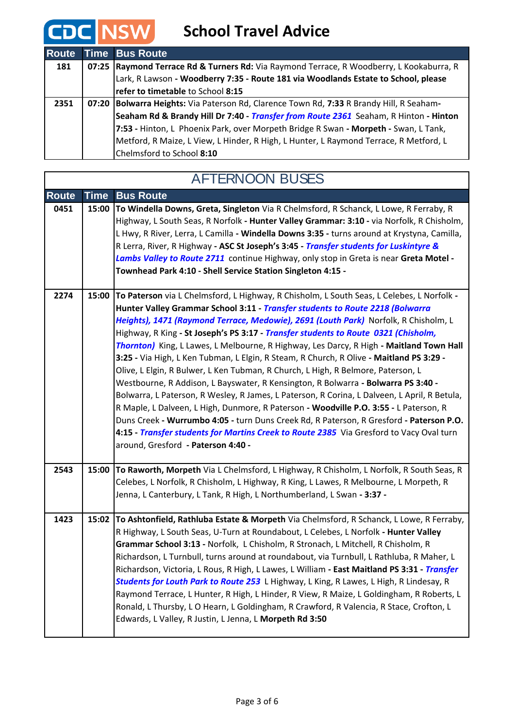# CDC NSW School Travel Advice

| Route | Time | Bus Route |
|---|---|---|
| 181 | 07:25 | **Raymond Terrace Rd & Turners Rd:** Via Raymond Terrace, R Woodberry, L Kookaburra, R Lark, R Lawson - **Woodberry 7:35 - Route 181 via Woodlands Estate to School, please refer to timetable** to School **8:15** |
| 2351 | 07:20 | **Bolwarra Heights:** Via Paterson Rd, Clarence Town Rd, **7:33** R Brandy Hill, R Seaham-**Seaham Rd & Brandy Hill Dr 7:40** - ***Transfer from Route 2361*** Seaham, R Hinton - **Hinton 7:53** - Hinton, L Phoenix Park, over Morpeth Bridge R Swan - **Morpeth** - Swan, L Tank, Metford, R Maize, L View, L Hinder, R High, L Hunter, L Raymond Terrace, R Metford, L Chelmsford to School **8:10** |

## AFTERNOON BUSES

| Route | Time | Bus Route |
|---|---|---|
| 0451 | 15:00 | **To Windella Downs, Greta, Singleton** Via R Chelmsford, R Schanck, L Lowe, R Ferraby, R Highway, L South Seas, R Norfolk - **Hunter Valley Grammar: 3:10** - via Norfolk, R Chisholm, L Hwy, R River, Lerra, L Camilla - **Windella Downs 3:35** - turns around at Krystyna, Camilla, R Lerra, River, R Highway - **ASC St Joseph's 3:45** - ***Transfer students for Luskintyre & Lambs Valley to Route 2711*** continue Highway, only stop in Greta is near **Greta Motel - Townhead Park 4:10 - Shell Service Station Singleton 4:15 -** |
| 2274 | 15:00 | **To Paterson** via L Chelmsford, L Highway, R Chisholm, L South Seas, L Celebes, L Norfolk - **Hunter Valley Grammar School 3:11** - ***Transfer students to Route 2218 (Bolwarra Heights), 1471 (Raymond Terrace, Medowie), 2691 (Louth Park)*** Norfolk, R Chisholm, L Highway, R King - **St Joseph's PS 3:17** - ***Transfer students to Route 0321 (Chisholm, Thornton)*** King, L Lawes, L Melbourne, R Highway, Les Darcy, R High - **Maitland Town Hall 3:25** - Via High, L Ken Tubman, L Elgin, R Steam, R Church, R Olive - **Maitland PS 3:29** - Olive, L Elgin, R Bulwer, L Ken Tubman, R Church, L High, R Belmore, Paterson, L Westbourne, R Addison, L Bayswater, R Kensington, R Bolwarra - **Bolwarra PS 3:40** - Bolwarra, L Paterson, R Wesley, R James, L Paterson, R Corina, L Dalveen, L April, R Betula, R Maple, L Dalveen, L High, Dunmore, R Paterson - **Woodville P.O. 3:55** - L Paterson, R Duns Creek - **Wurrumbo 4:05** - turn Duns Creek Rd, R Paterson, R Gresford - **Paterson P.O. 4:15** - ***Transfer students for Martins Creek to Route 2385*** Via Gresford to Vacy Oval turn around, Gresford - **Paterson 4:40 -** |
| 2543 | 15:00 | **To Raworth, Morpeth** Via L Chelmsford, L Highway, R Chisholm, L Norfolk, R South Seas, R Celebes, L Norfolk, R Chisholm, L Highway, R King, L Lawes, R Melbourne, L Morpeth, R Jenna, L Canterbury, L Tank, R High, L Northumberland, L Swan - **3:37 -** |
| 1423 | 15:02 | **To Ashtonfield, Rathluba Estate & Morpeth** Via Chelmsford, R Schanck, L Lowe, R Ferraby, R Highway, L South Seas, U-Turn at Roundabout, L Celebes, L Norfolk - **Hunter Valley Grammar School 3:13** - Norfolk, L Chisholm, R Stronach, L Mitchell, R Chisholm, R Richardson, L Turnbull, turns around at roundabout, via Turnbull, L Rathluba, R Maher, L Richardson, Victoria, L Rous, R High, L Lawes, L William - **East Maitland PS 3:31** - ***Transfer Students for Louth Park to Route 253*** L Highway, L King, R Lawes, L High, R Lindesay, R Raymond Terrace, L Hunter, R High, L Hinder, R View, R Maize, L Goldingham, R Roberts, L Ronald, L Thursby, L O Hearn, L Goldingham, R Crawford, R Valencia, R Stace, Crofton, L Edwards, L Valley, R Justin, L Jenna, L **Morpeth Rd 3:50** |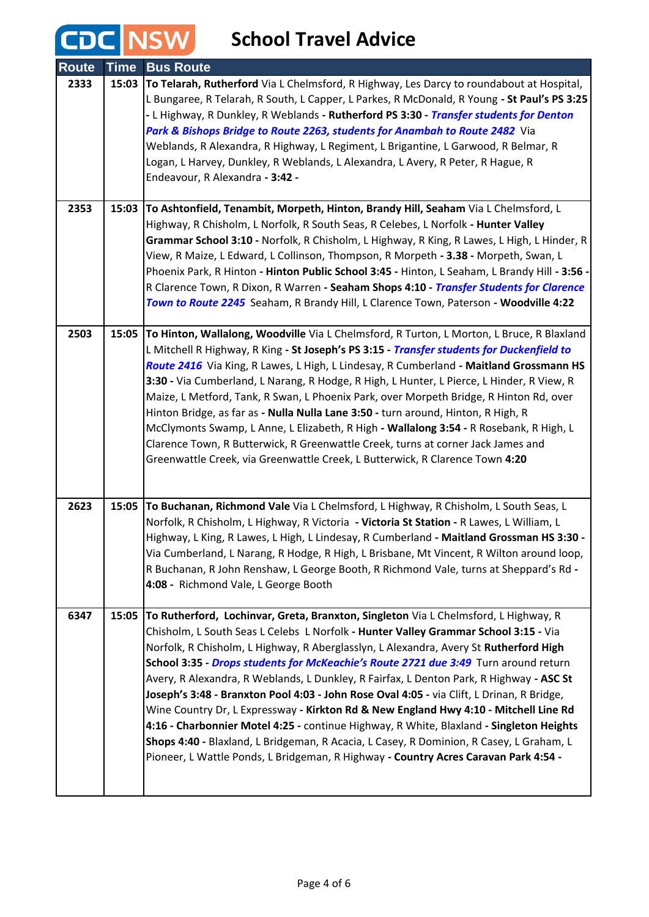# CDC NSW School Travel Advice

| Route | Time | Bus Route |
|---|---|---|
| 2333 | 15:03 | **To Telarah, Rutherford** Via L Chelmsford, R Highway, Les Darcy to roundabout at Hospital, L Bungaree, R Telarah, R South, L Capper, L Parkes, R McDonald, R Young **- St Paul's PS 3:25 -** L Highway, R Dunkley, R Weblands - **Rutherford PS 3:30 -** ***Transfer students for Denton Park & Bishops Bridge to Route 2263, students for Anambah to Route 2482*** Via Weblands, R Alexandra, R Highway, L Regiment, L Brigantine, L Garwood, R Belmar, R Logan, L Harvey, Dunkley, R Weblands, L Alexandra, L Avery, R Peter, R Hague, R Endeavour, R Alexandra **- 3:42 -** |
| 2353 | 15:03 | **To Ashtonfield, Tenambit, Morpeth, Hinton, Brandy Hill, Seaham** Via L Chelmsford, L Highway, R Chisholm, L Norfolk, R South Seas, R Celebes, L Norfolk **- Hunter Valley Grammar School 3:10 -** Norfolk, R Chisholm, L Highway, R King, R Lawes, L High, L Hinder, R View, R Maize, L Edward, L Collinson, Thompson, R Morpeth **- 3.38 -** Morpeth, Swan, L Phoenix Park, R Hinton **- Hinton Public School 3:45 -** Hinton, L Seaham, L Brandy Hill **- 3:56 -** R Clarence Town, R Dixon, R Warren **- Seaham Shops 4:10 -** ***Transfer Students for Clarence Town to Route 2245*** Seaham, R Brandy Hill, L Clarence Town, Paterson **- Woodville 4:22** |
| 2503 | 15:05 | **To Hinton, Wallalong, Woodville** Via L Chelmsford, R Turton, L Morton, L Bruce, R Blaxland L Mitchell R Highway, R King **- St Joseph's PS 3:15 -** ***Transfer students for Duckenfield to Route 2416*** Via King, R Lawes, L High, L Lindesay, R Cumberland **- Maitland Grossmann HS 3:30 -** Via Cumberland, L Narang, R Hodge, R High, L Hunter, L Pierce, L Hinder, R View, R Maize, L Metford, Tank, R Swan, L Phoenix Park, over Morpeth Bridge, R Hinton Rd, over Hinton Bridge, as far as **- Nulla Nulla Lane 3:50 -** turn around, Hinton, R High, R McClymonts Swamp, L Anne, L Elizabeth, R High **- Wallalong 3:54 -** R Rosebank, R High, L Clarence Town, R Butterwick, R Greenwattle Creek, turns at corner Jack James and Greenwattle Creek, via Greenwattle Creek, L Butterwick, R Clarence Town **4:20** |
| 2623 | 15:05 | **To Buchanan, Richmond Vale** Via L Chelmsford, L Highway, R Chisholm, L South Seas, L Norfolk, R Chisholm, L Highway, R Victoria **- Victoria St Station -** R Lawes, L William, L Highway, L King, R Lawes, L High, L Lindesay, R Cumberland **- Maitland Grossman HS 3:30 -** Via Cumberland, L Narang, R Hodge, R High, L Brisbane, Mt Vincent, R Wilton around loop, R Buchanan, R John Renshaw, L George Booth, R Richmond Vale, turns at Sheppard's Rd **- 4:08 -** Richmond Vale, L George Booth |
| 6347 | 15:05 | **To Rutherford, Lochinvar, Greta, Branxton, Singleton** Via L Chelmsford, L Highway, R Chisholm, L South Seas L Celebs L Norfolk **- Hunter Valley Grammar School 3:15 -** Via Norfolk, R Chisholm, L Highway, R Aberglasslyn, L Alexandra, Avery St **Rutherford High School 3:35 -** ***Drops students for McKeachie's Route 2721 due 3:49*** Turn around return Avery, R Alexandra, R Weblands, L Dunkley, R Fairfax, L Denton Park, R Highway **- ASC St Joseph's 3:48 - Branxton Pool 4:03 - John Rose Oval 4:05 -** via Clift, L Drinan, R Bridge, Wine Country Dr, L Expressway **- Kirkton Rd & New England Hwy 4:10 - Mitchell Line Rd 4:16 - Charbonnier Motel 4:25 -** continue Highway, R White, Blaxland **- Singleton Heights Shops 4:40 -** Blaxland, L Bridgeman, R Acacia, L Casey, R Dominion, R Casey, L Graham, L Pioneer, L Wattle Ponds, L Bridgeman, R Highway **- Country Acres Caravan Park 4:54 -** |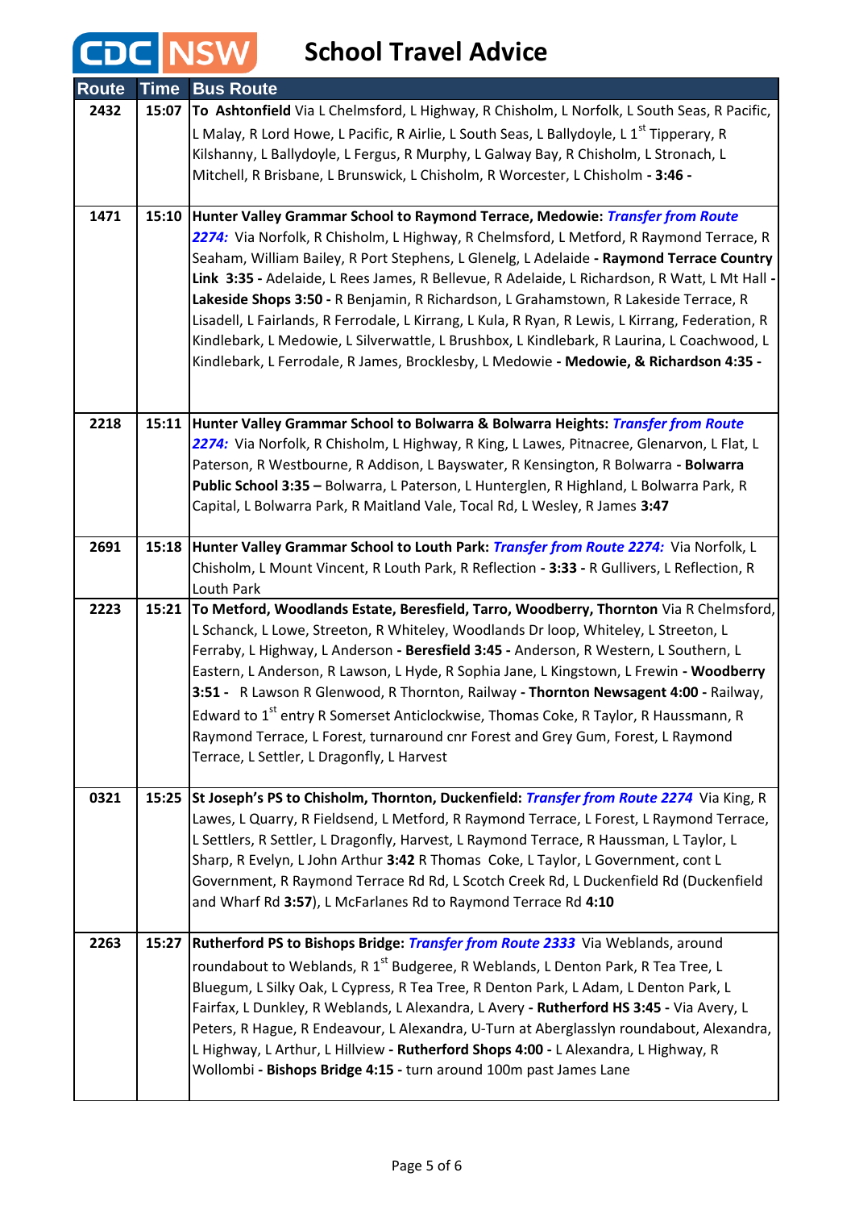# CDC NSW School Travel Advice

| Route | Time | Bus Route |
|---|---|---|
| 2432 | 15:07 | **To Ashtonfield** Via L Chelmsford, L Highway, R Chisholm, L Norfolk, L South Seas, R Pacific, L Malay, R Lord Howe, L Pacific, R Airlie, L South Seas, L Ballydoyle, L 1st Tipperary, R Kilshanny, L Ballydoyle, L Fergus, R Murphy, L Galway Bay, R Chisholm, L Stronach, L Mitchell, R Brisbane, L Brunswick, L Chisholm, R Worcester, L Chisholm **- 3:46 -** |
| 1471 | 15:10 | **Hunter Valley Grammar School to Raymond Terrace, Medowie:** ***Transfer from Route 2274:*** Via Norfolk, R Chisholm, L Highway, R Chelmsford, L Metford, R Raymond Terrace, R Seaham, William Bailey, R Port Stephens, L Glenelg, L Adelaide **- Raymond Terrace Country Link 3:35 -** Adelaide, L Rees James, R Bellevue, R Adelaide, L Richardson, R Watt, L Mt Hall **- Lakeside Shops 3:50 -** R Benjamin, R Richardson, L Grahamstown, R Lakeside Terrace, R Lisadell, L Fairlands, R Ferrodale, L Kirrang, L Kula, R Ryan, R Lewis, L Kirrang, Federation, R Kindlebark, L Medowie, L Silverwattle, L Brushbox, L Kindlebark, R Laurina, L Coachwood, L Kindlebark, L Ferrodale, R James, Brocklesby, L Medowie **- Medowie, & Richardson 4:35 -** |
| 2218 | 15:11 | **Hunter Valley Grammar School to Bolwarra & Bolwarra Heights:** ***Transfer from Route 2274:*** Via Norfolk, R Chisholm, L Highway, R King, L Lawes, Pitnacree, Glenarvon, L Flat, L Paterson, R Westbourne, R Addison, L Bayswater, R Kensington, R Bolwarra **- Bolwarra Public School 3:35 –** Bolwarra, L Paterson, L Hunterglen, R Highland, L Bolwarra Park, R Capital, L Bolwarra Park, R Maitland Vale, Tocal Rd, L Wesley, R James **3:47** |
| 2691 | 15:18 | **Hunter Valley Grammar School to Louth Park:** ***Transfer from Route 2274:*** Via Norfolk, L Chisholm, L Mount Vincent, R Louth Park, R Reflection **- 3:33 -** R Gullivers, L Reflection, R Louth Park |
| 2223 | 15:21 | **To Metford, Woodlands Estate, Beresfield, Tarro, Woodberry, Thornton** Via R Chelmsford, L Schanck, L Lowe, Streeton, R Whiteley, Woodlands Dr loop, Whiteley, L Streeton, L Ferraby, L Highway, L Anderson **- Beresfield 3:45 -** Anderson, R Western, L Southern, L Eastern, L Anderson, R Lawson, L Hyde, R Sophia Jane, L Kingstown, L Frewin **- Woodberry 3:51 -** R Lawson R Glenwood, R Thornton, Railway **- Thornton Newsagent 4:00 -** Railway, Edward to 1st entry R Somerset Anticlockwise, Thomas Coke, R Taylor, R Haussmann, R Raymond Terrace, L Forest, turnaround cnr Forest and Grey Gum, Forest, L Raymond Terrace, L Settler, L Dragonfly, L Harvest |
| 0321 | 15:25 | **St Joseph's PS to Chisholm, Thornton, Duckenfield:** ***Transfer from Route 2274*** Via King, R Lawes, L Quarry, R Fieldsend, L Metford, R Raymond Terrace, L Forest, L Raymond Terrace, L Settlers, R Settler, L Dragonfly, Harvest, L Raymond Terrace, R Haussman, L Taylor, L Sharp, R Evelyn, L John Arthur **3:42** R Thomas Coke, L Taylor, L Government, cont L Government, R Raymond Terrace Rd Rd, L Scotch Creek Rd, L Duckenfield Rd (Duckenfield and Wharf Rd **3:57**), L McFarlanes Rd to Raymond Terrace Rd **4:10** |
| 2263 | 15:27 | **Rutherford PS to Bishops Bridge:** ***Transfer from Route 2333*** Via Weblands, around roundabout to Weblands, R 1st Budgeree, R Weblands, L Denton Park, R Tea Tree, L Bluegum, L Silky Oak, L Cypress, R Tea Tree, R Denton Park, L Adam, L Denton Park, L Fairfax, L Dunkley, R Weblands, L Alexandra, L Avery **- Rutherford HS 3:45 -** Via Avery, L Peters, R Hague, R Endeavour, L Alexandra, U-Turn at Aberglasslyn roundabout, Alexandra, L Highway, L Arthur, L Hillview **- Rutherford Shops 4:00 -** L Alexandra, L Highway, R Wollombi **- Bishops Bridge 4:15 -** turn around 100m past James Lane |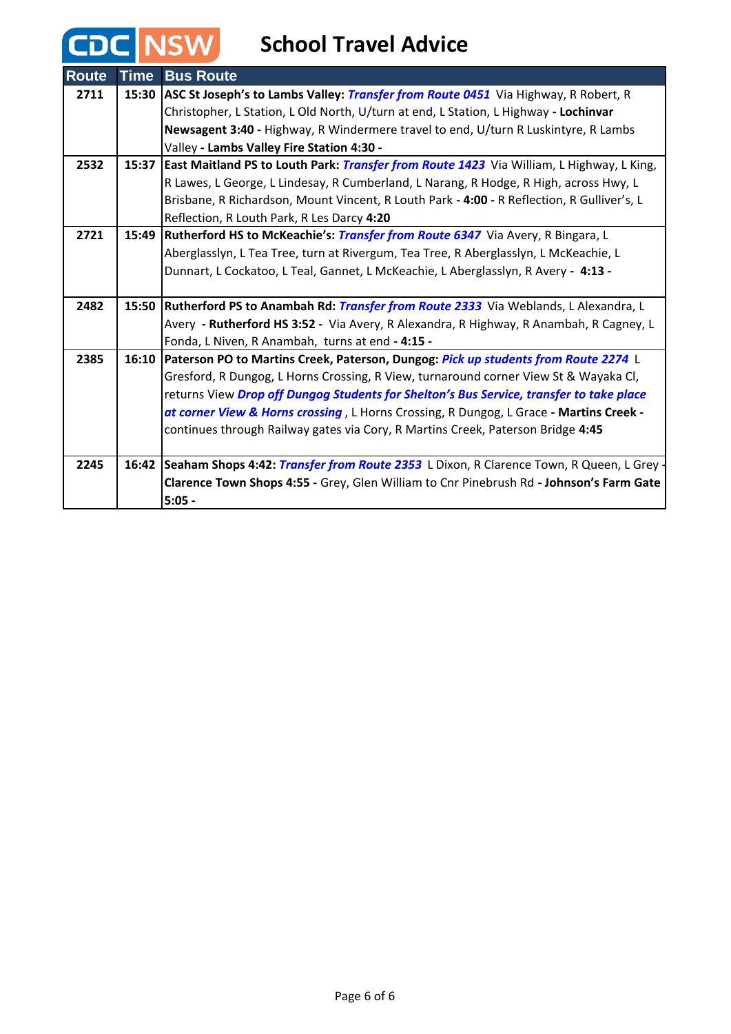# CDC NSW School Travel Advice

| Route | Time | Bus Route |
|---|---|---|
| 2711 | 15:30 | **ASC St Joseph's to Lambs Valley:** ***Transfer from Route 0451*** Via Highway, R Robert, R Christopher, L Station, L Old North, U/turn at end, L Station, L Highway **- Lochinvar Newsagent 3:40 -** Highway, R Windermere travel to end, U/turn R Luskintyre, R Lambs Valley **- Lambs Valley Fire Station 4:30 -** |
| 2532 | 15:37 | **East Maitland PS to Louth Park:** ***Transfer from Route 1423*** Via William, L Highway, L King, R Lawes, L George, L Lindesay, R Cumberland, L Narang, R Hodge, R High, across Hwy, L Brisbane, R Richardson, Mount Vincent, R Louth Park **- 4:00 -** R Reflection, R Gulliver's, L Reflection, R Louth Park, R Les Darcy **4:20** |
| 2721 | 15:49 | **Rutherford HS to McKeachie's:** ***Transfer from Route 6347*** Via Avery, R Bingara, L Aberglasslyn, L Tea Tree, turn at Rivergum, Tea Tree, R Aberglasslyn, L McKeachie, L Dunnart, L Cockatoo, L Teal, Gannet, L McKeachie, L Aberglasslyn, R Avery **- 4:13 -** |
| 2482 | 15:50 | **Rutherford PS to Anambah Rd:** ***Transfer from Route 2333*** Via Weblands, L Alexandra, L Avery **- Rutherford HS 3:52 -** Via Avery, R Alexandra, R Highway, R Anambah, R Cagney, L Fonda, L Niven, R Anambah, turns at end **- 4:15 -** |
| 2385 | 16:10 | **Paterson PO to Martins Creek, Paterson, Dungog:** ***Pick up students from Route 2274*** L Gresford, R Dungog, L Horns Crossing, R View, turnaround corner View St & Wayaka Cl, returns View ***Drop off Dungog Students for Shelton's Bus Service, transfer to take place at corner View & Horns crossing*** , L Horns Crossing, R Dungog, L Grace **- Martins Creek -** continues through Railway gates via Cory, R Martins Creek, Paterson Bridge **4:45** |
| 2245 | 16:42 | **Seaham Shops 4:42:** ***Transfer from Route 2353*** L Dixon, R Clarence Town, R Queen, L Grey **- Clarence Town Shops 4:55 -** Grey, Glen William to Cnr Pinebrush Rd **- Johnson's Farm Gate 5:05 -** |